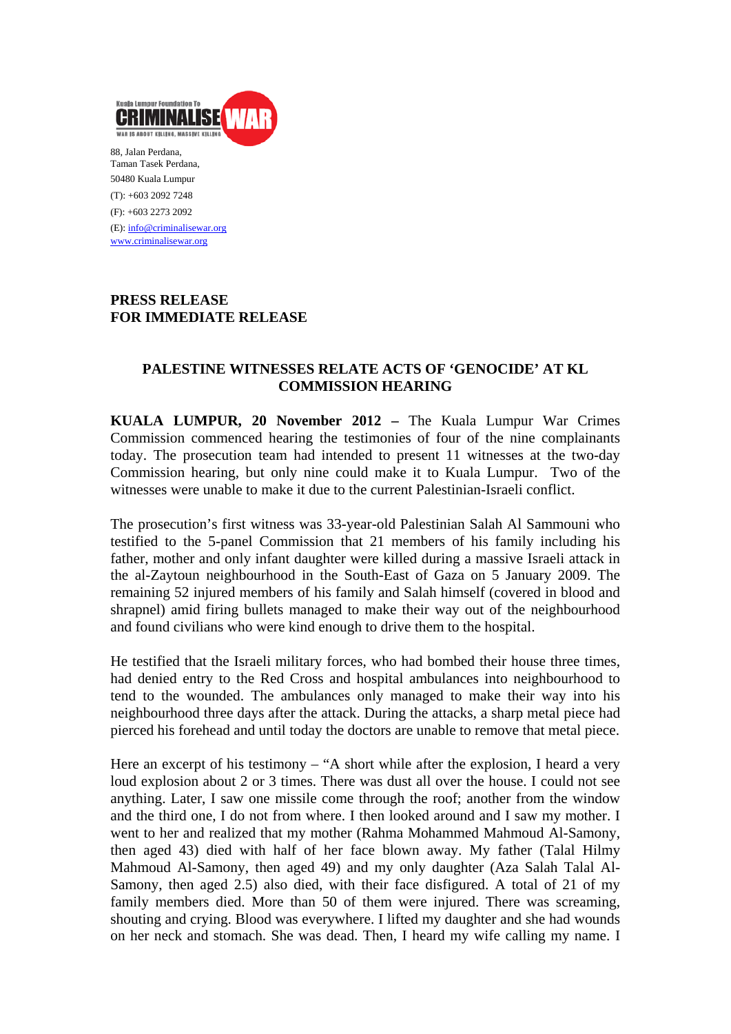Kuala Lumpur Foundation To CRIMINALISE WAR
WAR IS ABOUT KILLING, MASSIVE KILLING

88, Jalan Perdana,
Taman Tasek Perdana,
50480 Kuala Lumpur
(T): +603 2092 7248
(F): +603 2273 2092
(E): info@criminalisewar.org
www.criminalisewar.org

**PRESS RELEASE**
**FOR IMMEDIATE RELEASE**

**PALESTINE WITNESSES RELATE ACTS OF 'GENOCIDE' AT KL COMMISSION HEARING**

**KUALA LUMPUR, 20 November 2012 –** The Kuala Lumpur War Crimes Commission commenced hearing the testimonies of four of the nine complainants today. The prosecution team had intended to present 11 witnesses at the two-day Commission hearing, but only nine could make it to Kuala Lumpur. Two of the witnesses were unable to make it due to the current Palestinian-Israeli conflict.

The prosecution's first witness was 33-year-old Palestinian Salah Al Sammouni who testified to the 5-panel Commission that 21 members of his family including his father, mother and only infant daughter were killed during a massive Israeli attack in the al-Zaytoun neighbourhood in the South-East of Gaza on 5 January 2009. The remaining 52 injured members of his family and Salah himself (covered in blood and shrapnel) amid firing bullets managed to make their way out of the neighbourhood and found civilians who were kind enough to drive them to the hospital.

He testified that the Israeli military forces, who had bombed their house three times, had denied entry to the Red Cross and hospital ambulances into neighbourhood to tend to the wounded. The ambulances only managed to make their way into his neighbourhood three days after the attack. During the attacks, a sharp metal piece had pierced his forehead and until today the doctors are unable to remove that metal piece.

Here an excerpt of his testimony – "A short while after the explosion, I heard a very loud explosion about 2 or 3 times. There was dust all over the house. I could not see anything. Later, I saw one missile come through the roof; another from the window and the third one, I do not from where. I then looked around and I saw my mother. I went to her and realized that my mother (Rahma Mohammed Mahmoud Al-Samony, then aged 43) died with half of her face blown away. My father (Talal Hilmy Mahmoud Al-Samony, then aged 49) and my only daughter (Aza Salah Talal Al-Samony, then aged 2.5) also died, with their face disfigured. A total of 21 of my family members died. More than 50 of them were injured. There was screaming, shouting and crying. Blood was everywhere. I lifted my daughter and she had wounds on her neck and stomach. She was dead. Then, I heard my wife calling my name. I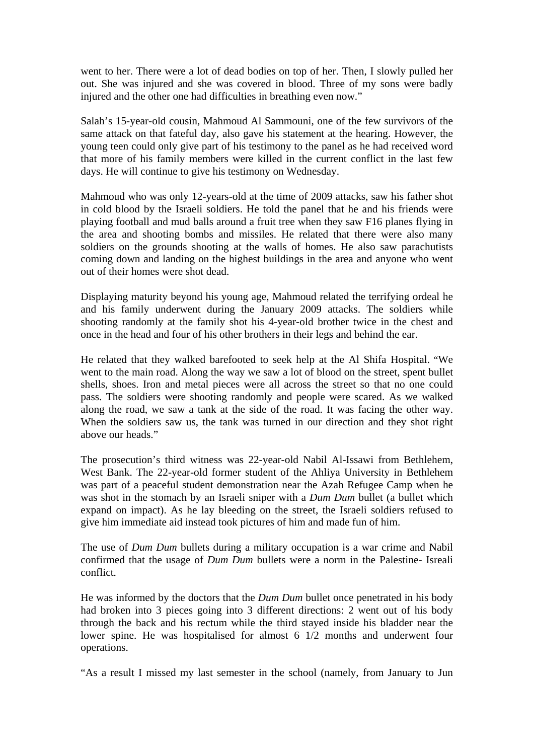went to her. There were a lot of dead bodies on top of her. Then, I slowly pulled her out. She was injured and she was covered in blood. Three of my sons were badly injured and the other one had difficulties in breathing even now."

Salah's 15-year-old cousin, Mahmoud Al Sammouni, one of the few survivors of the same attack on that fateful day, also gave his statement at the hearing. However, the young teen could only give part of his testimony to the panel as he had received word that more of his family members were killed in the current conflict in the last few days. He will continue to give his testimony on Wednesday.

Mahmoud who was only 12-years-old at the time of 2009 attacks, saw his father shot in cold blood by the Israeli soldiers. He told the panel that he and his friends were playing football and mud balls around a fruit tree when they saw F16 planes flying in the area and shooting bombs and missiles. He related that there were also many soldiers on the grounds shooting at the walls of homes. He also saw parachutists coming down and landing on the highest buildings in the area and anyone who went out of their homes were shot dead.

Displaying maturity beyond his young age, Mahmoud related the terrifying ordeal he and his family underwent during the January 2009 attacks. The soldiers while shooting randomly at the family shot his 4-year-old brother twice in the chest and once in the head and four of his other brothers in their legs and behind the ear.

He related that they walked barefooted to seek help at the Al Shifa Hospital. "We went to the main road. Along the way we saw a lot of blood on the street, spent bullet shells, shoes. Iron and metal pieces were all across the street so that no one could pass. The soldiers were shooting randomly and people were scared. As we walked along the road, we saw a tank at the side of the road. It was facing the other way. When the soldiers saw us, the tank was turned in our direction and they shot right above our heads."

The prosecution's third witness was 22-year-old Nabil Al-Issawi from Bethlehem, West Bank. The 22-year-old former student of the Ahliya University in Bethlehem was part of a peaceful student demonstration near the Azah Refugee Camp when he was shot in the stomach by an Israeli sniper with a *Dum Dum* bullet (a bullet which expand on impact). As he lay bleeding on the street, the Israeli soldiers refused to give him immediate aid instead took pictures of him and made fun of him.

The use of *Dum Dum* bullets during a military occupation is a war crime and Nabil confirmed that the usage of *Dum Dum* bullets were a norm in the Palestine- Isreali conflict.

He was informed by the doctors that the *Dum Dum* bullet once penetrated in his body had broken into 3 pieces going into 3 different directions: 2 went out of his body through the back and his rectum while the third stayed inside his bladder near the lower spine. He was hospitalised for almost 6 1/2 months and underwent four operations.

"As a result I missed my last semester in the school (namely, from January to Jun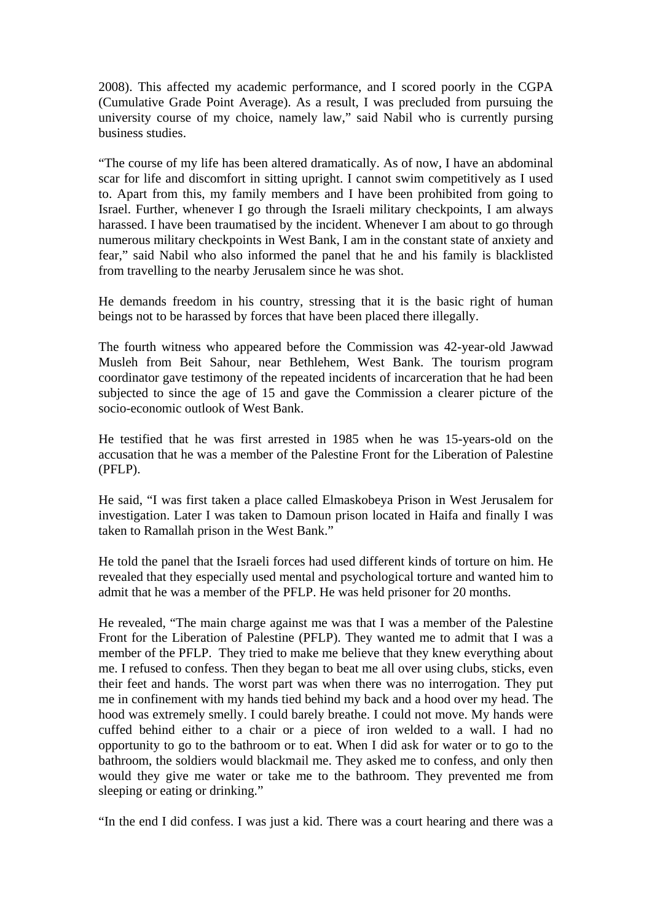2008). This affected my academic performance, and I scored poorly in the CGPA (Cumulative Grade Point Average). As a result, I was precluded from pursuing the university course of my choice, namely law," said Nabil who is currently pursing business studies.

"The course of my life has been altered dramatically. As of now, I have an abdominal scar for life and discomfort in sitting upright. I cannot swim competitively as I used to. Apart from this, my family members and I have been prohibited from going to Israel. Further, whenever I go through the Israeli military checkpoints, I am always harassed. I have been traumatised by the incident. Whenever I am about to go through numerous military checkpoints in West Bank, I am in the constant state of anxiety and fear," said Nabil who also informed the panel that he and his family is blacklisted from travelling to the nearby Jerusalem since he was shot.

He demands freedom in his country, stressing that it is the basic right of human beings not to be harassed by forces that have been placed there illegally.

The fourth witness who appeared before the Commission was 42-year-old Jawwad Musleh from Beit Sahour, near Bethlehem, West Bank. The tourism program coordinator gave testimony of the repeated incidents of incarceration that he had been subjected to since the age of 15 and gave the Commission a clearer picture of the socio-economic outlook of West Bank.

He testified that he was first arrested in 1985 when he was 15-years-old on the accusation that he was a member of the Palestine Front for the Liberation of Palestine (PFLP).

He said, "I was first taken a place called Elmaskobeya Prison in West Jerusalem for investigation. Later I was taken to Damoun prison located in Haifa and finally I was taken to Ramallah prison in the West Bank."

He told the panel that the Israeli forces had used different kinds of torture on him. He revealed that they especially used mental and psychological torture and wanted him to admit that he was a member of the PFLP. He was held prisoner for 20 months.

He revealed, "The main charge against me was that I was a member of the Palestine Front for the Liberation of Palestine (PFLP). They wanted me to admit that I was a member of the PFLP. They tried to make me believe that they knew everything about me. I refused to confess. Then they began to beat me all over using clubs, sticks, even their feet and hands. The worst part was when there was no interrogation. They put me in confinement with my hands tied behind my back and a hood over my head. The hood was extremely smelly. I could barely breathe. I could not move. My hands were cuffed behind either to a chair or a piece of iron welded to a wall. I had no opportunity to go to the bathroom or to eat. When I did ask for water or to go to the bathroom, the soldiers would blackmail me. They asked me to confess, and only then would they give me water or take me to the bathroom. They prevented me from sleeping or eating or drinking."

"In the end I did confess. I was just a kid. There was a court hearing and there was a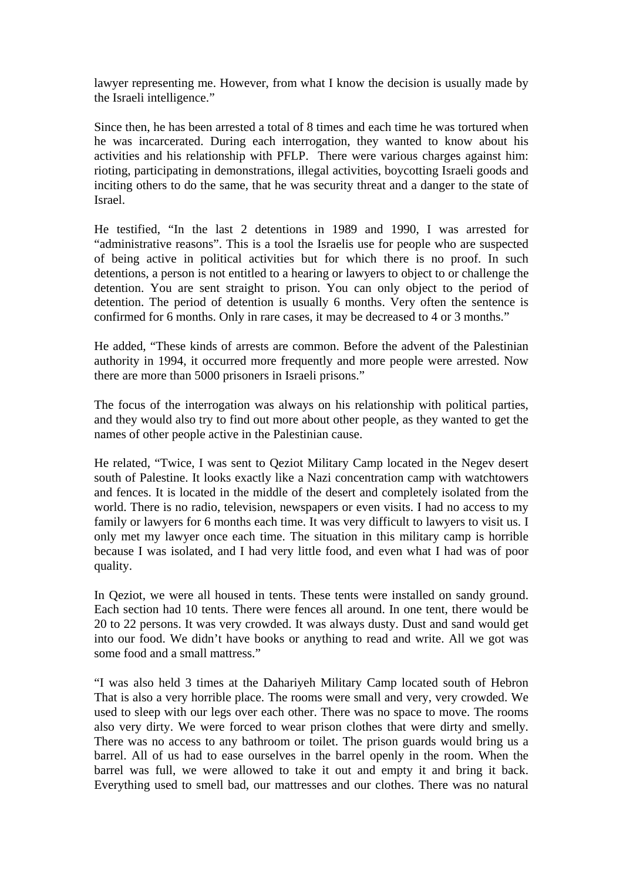lawyer representing me. However, from what I know the decision is usually made by the Israeli intelligence."

Since then, he has been arrested a total of 8 times and each time he was tortured when he was incarcerated. During each interrogation, they wanted to know about his activities and his relationship with PFLP. There were various charges against him: rioting, participating in demonstrations, illegal activities, boycotting Israeli goods and inciting others to do the same, that he was security threat and a danger to the state of Israel.

He testified, "In the last 2 detentions in 1989 and 1990, I was arrested for "administrative reasons". This is a tool the Israelis use for people who are suspected of being active in political activities but for which there is no proof. In such detentions, a person is not entitled to a hearing or lawyers to object to or challenge the detention. You are sent straight to prison. You can only object to the period of detention. The period of detention is usually 6 months. Very often the sentence is confirmed for 6 months. Only in rare cases, it may be decreased to 4 or 3 months."

He added, "These kinds of arrests are common. Before the advent of the Palestinian authority in 1994, it occurred more frequently and more people were arrested. Now there are more than 5000 prisoners in Israeli prisons."

The focus of the interrogation was always on his relationship with political parties, and they would also try to find out more about other people, as they wanted to get the names of other people active in the Palestinian cause.

He related, "Twice, I was sent to Qeziot Military Camp located in the Negev desert south of Palestine. It looks exactly like a Nazi concentration camp with watchtowers and fences. It is located in the middle of the desert and completely isolated from the world. There is no radio, television, newspapers or even visits. I had no access to my family or lawyers for 6 months each time. It was very difficult to lawyers to visit us. I only met my lawyer once each time. The situation in this military camp is horrible because I was isolated, and I had very little food, and even what I had was of poor quality.

In Qeziot, we were all housed in tents. These tents were installed on sandy ground. Each section had 10 tents. There were fences all around. In one tent, there would be 20 to 22 persons. It was very crowded. It was always dusty. Dust and sand would get into our food. We didn't have books or anything to read and write. All we got was some food and a small mattress."

"I was also held 3 times at the Dahariyeh Military Camp located south of Hebron That is also a very horrible place. The rooms were small and very, very crowded. We used to sleep with our legs over each other. There was no space to move. The rooms also very dirty. We were forced to wear prison clothes that were dirty and smelly. There was no access to any bathroom or toilet. The prison guards would bring us a barrel. All of us had to ease ourselves in the barrel openly in the room. When the barrel was full, we were allowed to take it out and empty it and bring it back. Everything used to smell bad, our mattresses and our clothes. There was no natural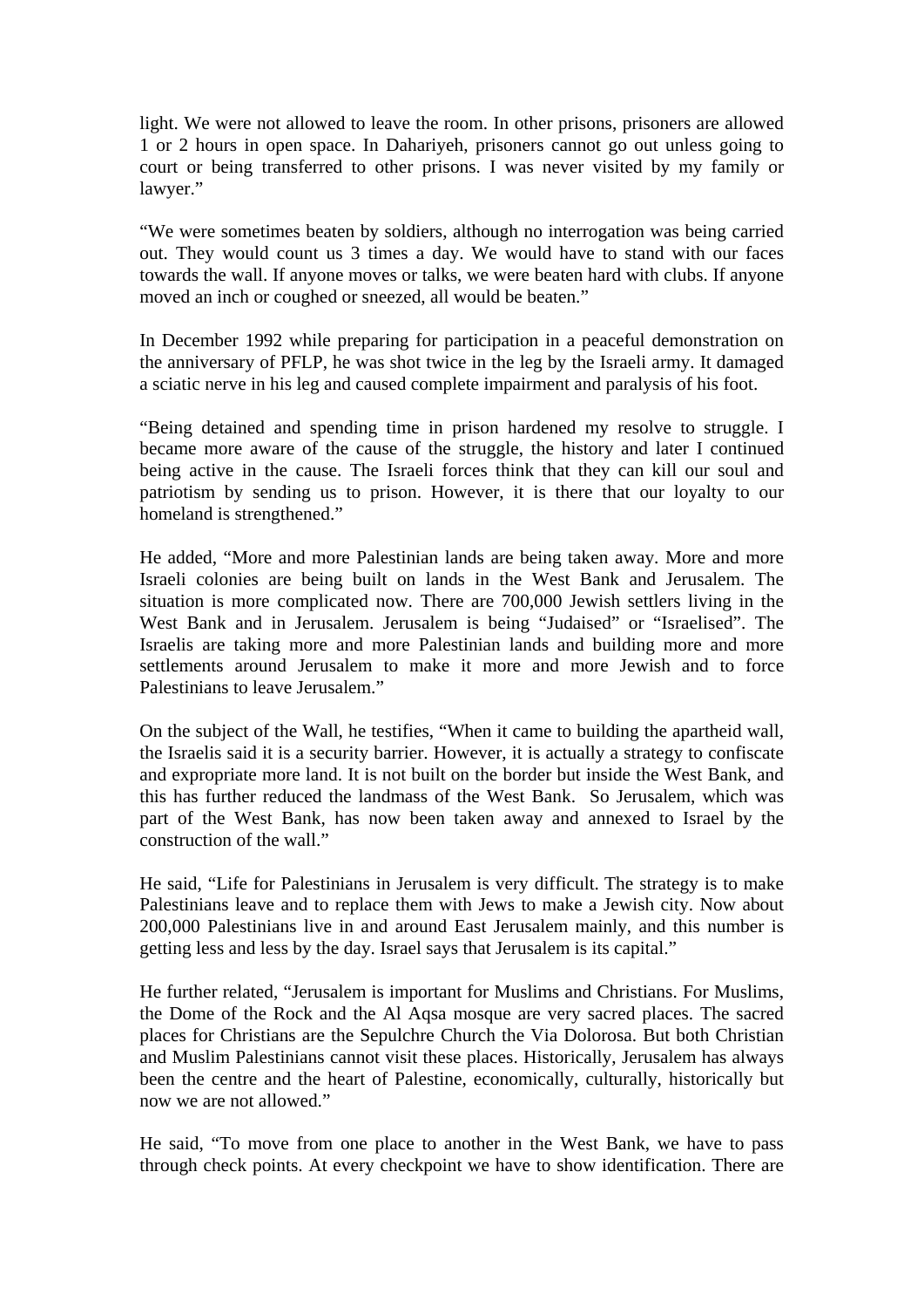light. We were not allowed to leave the room. In other prisons, prisoners are allowed 1 or 2 hours in open space. In Dahariyeh, prisoners cannot go out unless going to court or being transferred to other prisons. I was never visited by my family or lawyer."

"We were sometimes beaten by soldiers, although no interrogation was being carried out. They would count us 3 times a day. We would have to stand with our faces towards the wall. If anyone moves or talks, we were beaten hard with clubs. If anyone moved an inch or coughed or sneezed, all would be beaten."

In December 1992 while preparing for participation in a peaceful demonstration on the anniversary of PFLP, he was shot twice in the leg by the Israeli army. It damaged a sciatic nerve in his leg and caused complete impairment and paralysis of his foot.

"Being detained and spending time in prison hardened my resolve to struggle. I became more aware of the cause of the struggle, the history and later I continued being active in the cause. The Israeli forces think that they can kill our soul and patriotism by sending us to prison. However, it is there that our loyalty to our homeland is strengthened."

He added, "More and more Palestinian lands are being taken away. More and more Israeli colonies are being built on lands in the West Bank and Jerusalem. The situation is more complicated now. There are 700,000 Jewish settlers living in the West Bank and in Jerusalem. Jerusalem is being "Judaised" or "Israelised". The Israelis are taking more and more Palestinian lands and building more and more settlements around Jerusalem to make it more and more Jewish and to force Palestinians to leave Jerusalem."

On the subject of the Wall, he testifies, "When it came to building the apartheid wall, the Israelis said it is a security barrier. However, it is actually a strategy to confiscate and expropriate more land. It is not built on the border but inside the West Bank, and this has further reduced the landmass of the West Bank. So Jerusalem, which was part of the West Bank, has now been taken away and annexed to Israel by the construction of the wall."

He said, "Life for Palestinians in Jerusalem is very difficult. The strategy is to make Palestinians leave and to replace them with Jews to make a Jewish city. Now about 200,000 Palestinians live in and around East Jerusalem mainly, and this number is getting less and less by the day. Israel says that Jerusalem is its capital."

He further related, "Jerusalem is important for Muslims and Christians. For Muslims, the Dome of the Rock and the Al Aqsa mosque are very sacred places. The sacred places for Christians are the Sepulchre Church the Via Dolorosa. But both Christian and Muslim Palestinians cannot visit these places. Historically, Jerusalem has always been the centre and the heart of Palestine, economically, culturally, historically but now we are not allowed."

He said, "To move from one place to another in the West Bank, we have to pass through check points. At every checkpoint we have to show identification. There are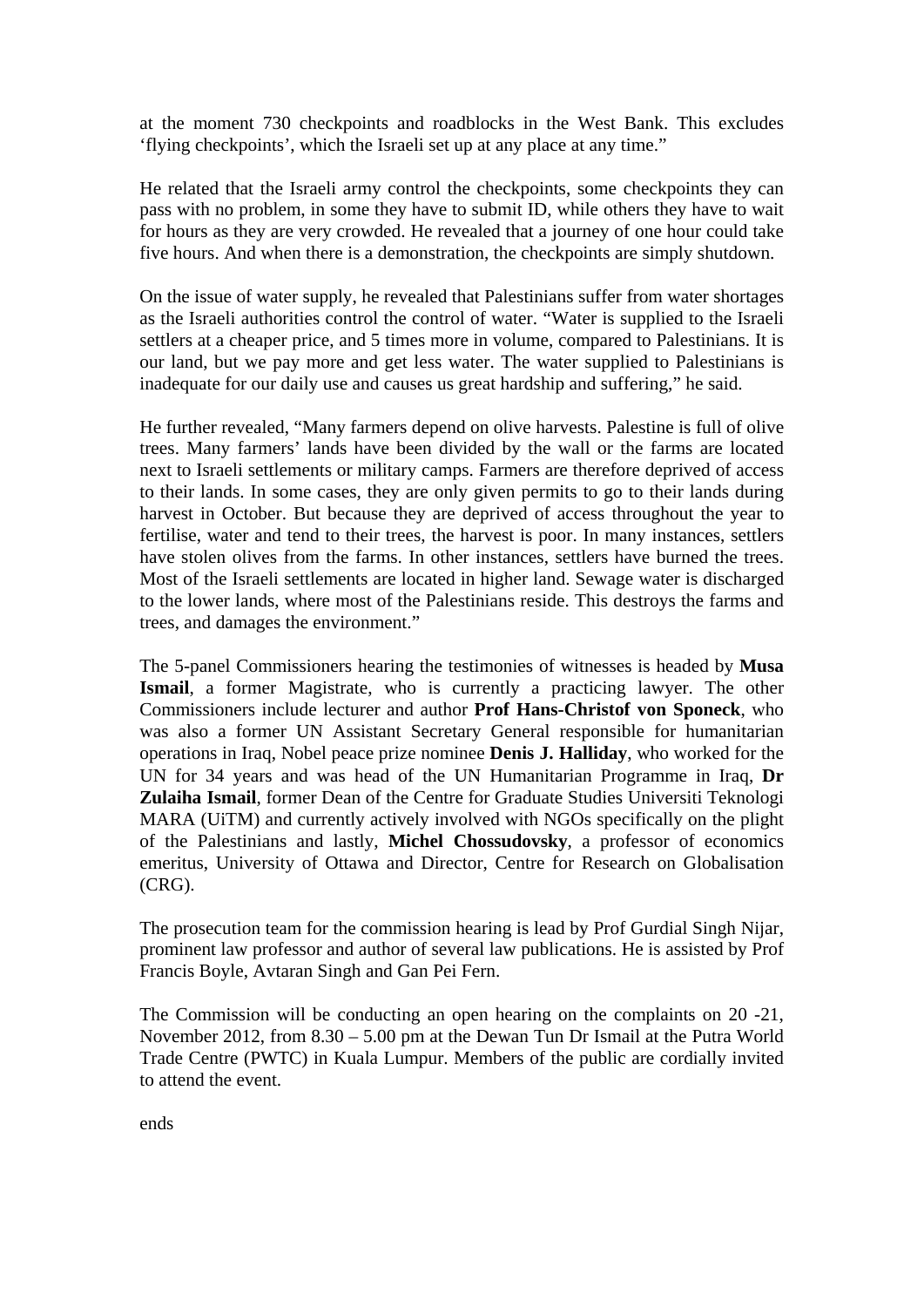at the moment 730 checkpoints and roadblocks in the West Bank. This excludes 'flying checkpoints', which the Israeli set up at any place at any time."

He related that the Israeli army control the checkpoints, some checkpoints they can pass with no problem, in some they have to submit ID, while others they have to wait for hours as they are very crowded. He revealed that a journey of one hour could take five hours. And when there is a demonstration, the checkpoints are simply shutdown.

On the issue of water supply, he revealed that Palestinians suffer from water shortages as the Israeli authorities control the control of water. "Water is supplied to the Israeli settlers at a cheaper price, and 5 times more in volume, compared to Palestinians. It is our land, but we pay more and get less water. The water supplied to Palestinians is inadequate for our daily use and causes us great hardship and suffering," he said.

He further revealed, "Many farmers depend on olive harvests. Palestine is full of olive trees. Many farmers' lands have been divided by the wall or the farms are located next to Israeli settlements or military camps. Farmers are therefore deprived of access to their lands. In some cases, they are only given permits to go to their lands during harvest in October. But because they are deprived of access throughout the year to fertilise, water and tend to their trees, the harvest is poor. In many instances, settlers have stolen olives from the farms. In other instances, settlers have burned the trees. Most of the Israeli settlements are located in higher land. Sewage water is discharged to the lower lands, where most of the Palestinians reside. This destroys the farms and trees, and damages the environment."

The 5-panel Commissioners hearing the testimonies of witnesses is headed by **Musa Ismail**, a former Magistrate, who is currently a practicing lawyer. The other Commissioners include lecturer and author **Prof Hans-Christof von Sponeck**, who was also a former UN Assistant Secretary General responsible for humanitarian operations in Iraq, Nobel peace prize nominee **Denis J. Halliday**, who worked for the UN for 34 years and was head of the UN Humanitarian Programme in Iraq, **Dr Zulaiha Ismail**, former Dean of the Centre for Graduate Studies Universiti Teknologi MARA (UiTM) and currently actively involved with NGOs specifically on the plight of the Palestinians and lastly, **Michel Chossudovsky**, a professor of economics emeritus, University of Ottawa and Director, Centre for Research on Globalisation (CRG).

The prosecution team for the commission hearing is lead by Prof Gurdial Singh Nijar, prominent law professor and author of several law publications. He is assisted by Prof Francis Boyle, Avtaran Singh and Gan Pei Fern.

The Commission will be conducting an open hearing on the complaints on 20 -21, November 2012, from 8.30 – 5.00 pm at the Dewan Tun Dr Ismail at the Putra World Trade Centre (PWTC) in Kuala Lumpur. Members of the public are cordially invited to attend the event.

ends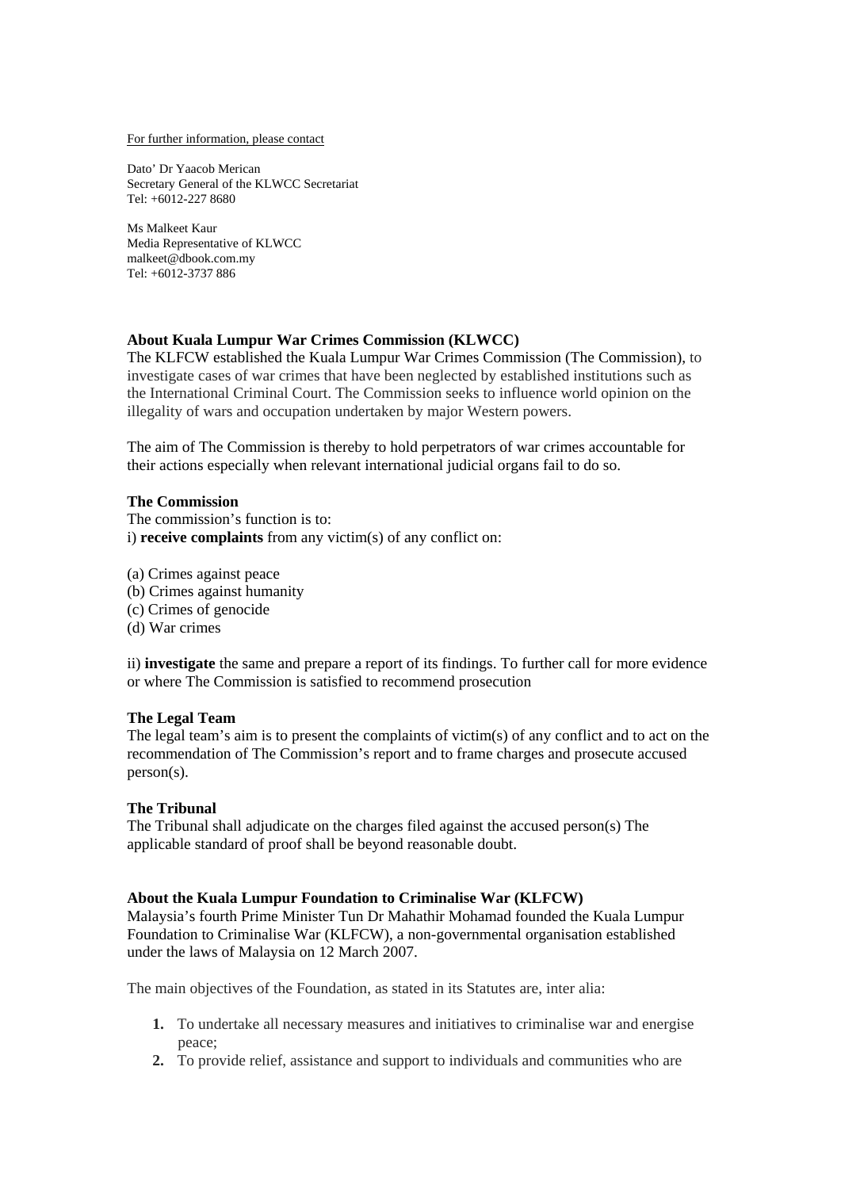For further information, please contact

Dato' Dr Yaacob Merican
Secretary General of the KLWCC Secretariat
Tel: +6012-227 8680

Ms Malkeet Kaur
Media Representative of KLWCC
malkeet@dbook.com.my
Tel: +6012-3737 886

**About Kuala Lumpur War Crimes Commission (KLWCC)**

The KLFCW established the Kuala Lumpur War Crimes Commission (The Commission), to investigate cases of war crimes that have been neglected by established institutions such as the International Criminal Court. The Commission seeks to influence world opinion on the illegality of wars and occupation undertaken by major Western powers.

The aim of The Commission is thereby to hold perpetrators of war crimes accountable for their actions especially when relevant international judicial organs fail to do so.

**The Commission**

The commission's function is to:
i) **receive complaints** from any victim(s) of any conflict on:

(a) Crimes against peace
(b) Crimes against humanity
(c) Crimes of genocide
(d) War crimes

ii) **investigate** the same and prepare a report of its findings. To further call for more evidence or where The Commission is satisfied to recommend prosecution

**The Legal Team**

The legal team's aim is to present the complaints of victim(s) of any conflict and to act on the recommendation of The Commission's report and to frame charges and prosecute accused person(s).

**The Tribunal**

The Tribunal shall adjudicate on the charges filed against the accused person(s) The applicable standard of proof shall be beyond reasonable doubt.

**About the Kuala Lumpur Foundation to Criminalise War (KLFCW)**

Malaysia's fourth Prime Minister Tun Dr Mahathir Mohamad founded the Kuala Lumpur Foundation to Criminalise War (KLFCW), a non-governmental organisation established under the laws of Malaysia on 12 March 2007.

The main objectives of the Foundation, as stated in its Statutes are, inter alia:

1. To undertake all necessary measures and initiatives to criminalise war and energise peace;
2. To provide relief, assistance and support to individuals and communities who are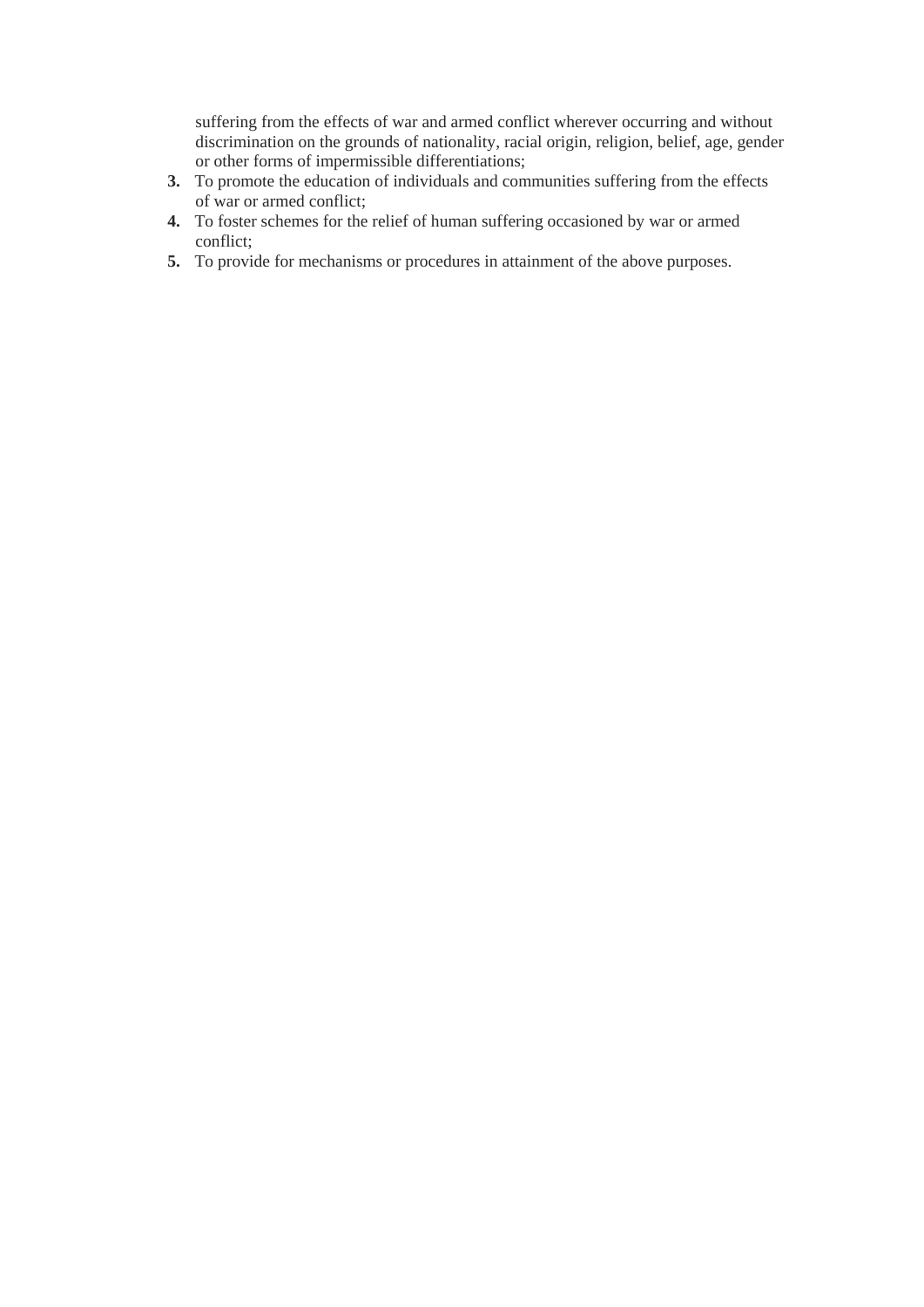suffering from the effects of war and armed conflict wherever occurring and without discrimination on the grounds of nationality, racial origin, religion, belief, age, gender or other forms of impermissible differentiations;

3. To promote the education of individuals and communities suffering from the effects of war or armed conflict;
4. To foster schemes for the relief of human suffering occasioned by war or armed conflict;
5. To provide for mechanisms or procedures in attainment of the above purposes.